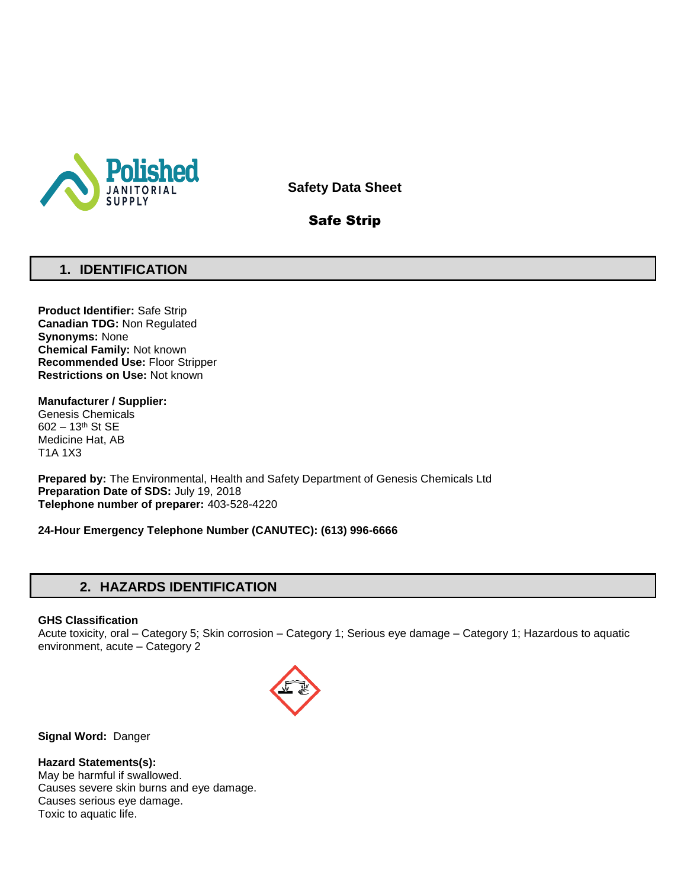Polished JANITORIAL SUPPLY

**Safety Data Sheet**

**Safe Strip**

## 1. IDENTIFICATION

**Product Identifier:** Safe Strip
**Canadian TDG:** Non Regulated
**Synonyms:** None
**Chemical Family:** Not known
**Recommended Use:** Floor Stripper
**Restrictions on Use:** Not known

**Manufacturer / Supplier:**
Genesis Chemicals
602 – 13th St SE
Medicine Hat, AB
T1A 1X3

**Prepared by:** The Environmental, Health and Safety Department of Genesis Chemicals Ltd
**Preparation Date of SDS:** July 19, 2018
**Telephone number of preparer:** 403-528-4220

**24-Hour Emergency Telephone Number (CANUTEC): (613) 996-6666**

## 2. HAZARDS IDENTIFICATION

**GHS Classification**
Acute toxicity, oral – Category 5; Skin corrosion – Category 1; Serious eye damage – Category 1; Hazardous to aquatic environment, acute – Category 2

**Signal Word:** Danger

**Hazard Statements(s):**
May be harmful if swallowed.
Causes severe skin burns and eye damage.
Causes serious eye damage.
Toxic to aquatic life.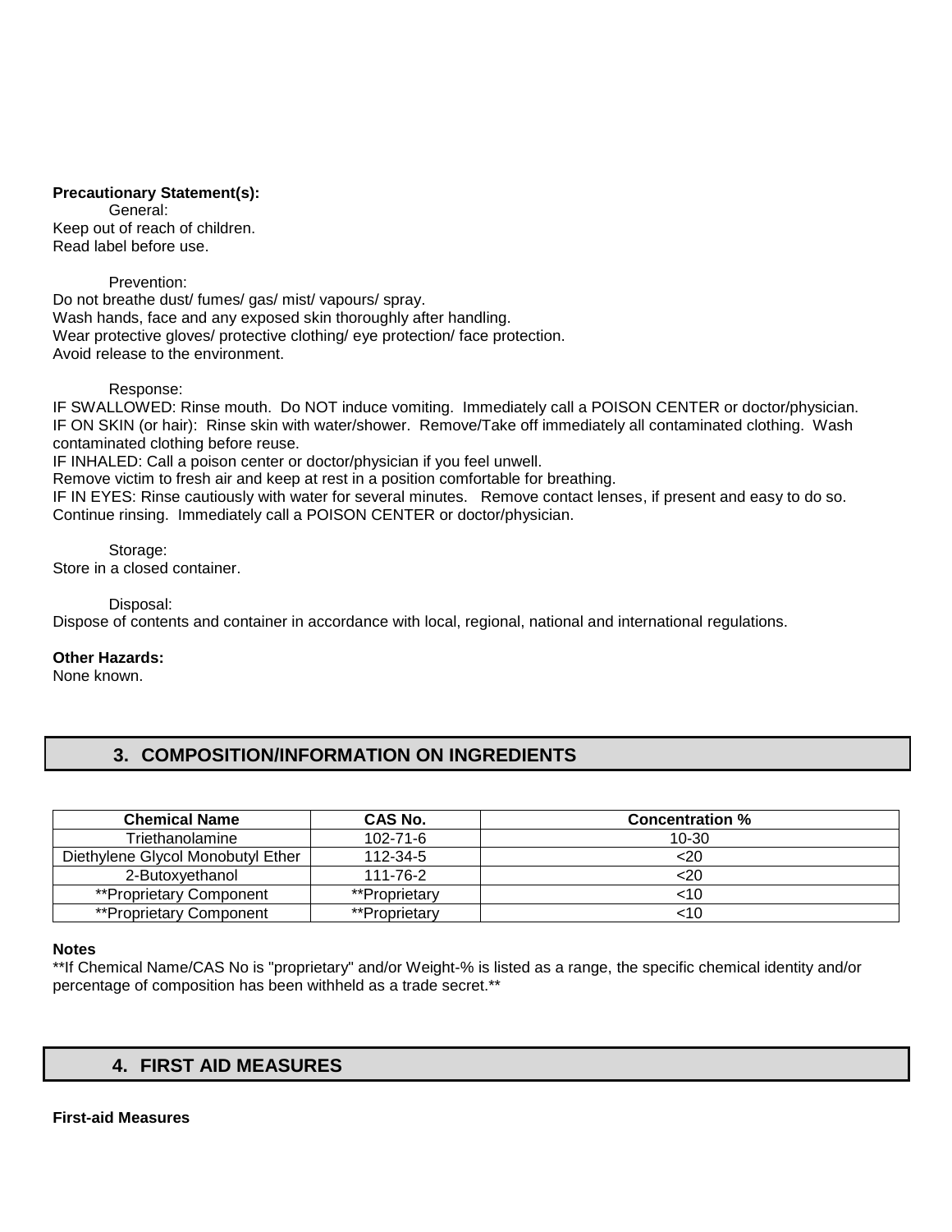**Precautionary Statement(s):**

General:

Keep out of reach of children.
Read label before use.

Prevention:

Do not breathe dust/ fumes/ gas/ mist/ vapours/ spray.
Wash hands, face and any exposed skin thoroughly after handling.
Wear protective gloves/ protective clothing/ eye protection/ face protection.
Avoid release to the environment.

Response:

IF SWALLOWED: Rinse mouth. Do NOT induce vomiting. Immediately call a POISON CENTER or doctor/physician.
IF ON SKIN (or hair): Rinse skin with water/shower. Remove/Take off immediately all contaminated clothing. Wash contaminated clothing before reuse.
IF INHALED: Call a poison center or doctor/physician if you feel unwell.
Remove victim to fresh air and keep at rest in a position comfortable for breathing.
IF IN EYES: Rinse cautiously with water for several minutes. Remove contact lenses, if present and easy to do so. Continue rinsing. Immediately call a POISON CENTER or doctor/physician.

Storage:

Store in a closed container.

Disposal:

Dispose of contents and container in accordance with local, regional, national and international regulations.

**Other Hazards:**

None known.

## 3. COMPOSITION/INFORMATION ON INGREDIENTS

| Chemical Name | CAS No. | Concentration % |
|---|---|---|
| Triethanolamine | 102-71-6 | 10-30 |
| Diethylene Glycol Monobutyl Ether | 112-34-5 | <20 |
| 2-Butoxyethanol | 111-76-2 | <20 |
| **Proprietary Component | **Proprietary | <10 |
| **Proprietary Component | **Proprietary | <10 |

**Notes**

**If Chemical Name/CAS No is "proprietary" and/or Weight-% is listed as a range, the specific chemical identity and/or percentage of composition has been withheld as a trade secret.**

## 4. FIRST AID MEASURES

**First-aid Measures**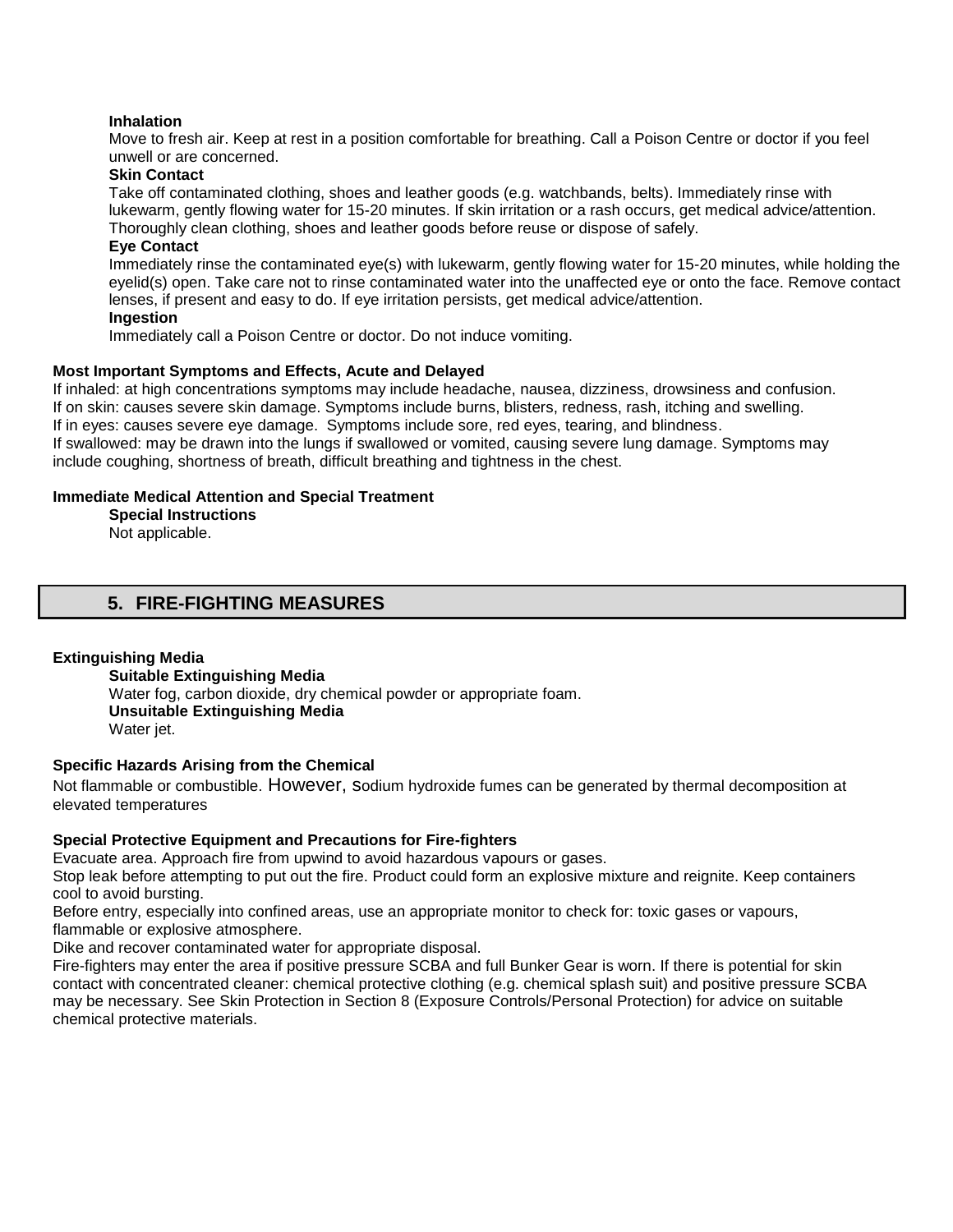**Inhalation**

Move to fresh air. Keep at rest in a position comfortable for breathing. Call a Poison Centre or doctor if you feel unwell or are concerned.

**Skin Contact**

Take off contaminated clothing, shoes and leather goods (e.g. watchbands, belts). Immediately rinse with lukewarm, gently flowing water for 15-20 minutes. If skin irritation or a rash occurs, get medical advice/attention. Thoroughly clean clothing, shoes and leather goods before reuse or dispose of safely.

**Eye Contact**

Immediately rinse the contaminated eye(s) with lukewarm, gently flowing water for 15-20 minutes, while holding the eyelid(s) open. Take care not to rinse contaminated water into the unaffected eye or onto the face. Remove contact lenses, if present and easy to do. If eye irritation persists, get medical advice/attention.

**Ingestion**

Immediately call a Poison Centre or doctor. Do not induce vomiting.

**Most Important Symptoms and Effects, Acute and Delayed**

If inhaled: at high concentrations symptoms may include headache, nausea, dizziness, drowsiness and confusion.
If on skin: causes severe skin damage. Symptoms include burns, blisters, redness, rash, itching and swelling.
If in eyes: causes severe eye damage. Symptoms include sore, red eyes, tearing, and blindness.
If swallowed: may be drawn into the lungs if swallowed or vomited, causing severe lung damage. Symptoms may include coughing, shortness of breath, difficult breathing and tightness in the chest.

**Immediate Medical Attention and Special Treatment**

**Special Instructions**

Not applicable.

## 5. FIRE-FIGHTING MEASURES

**Extinguishing Media**

**Suitable Extinguishing Media**

Water fog, carbon dioxide, dry chemical powder or appropriate foam.

**Unsuitable Extinguishing Media**

Water jet.

**Specific Hazards Arising from the Chemical**

Not flammable or combustible. However, Sodium hydroxide fumes can be generated by thermal decomposition at elevated temperatures

**Special Protective Equipment and Precautions for Fire-fighters**

Evacuate area. Approach fire from upwind to avoid hazardous vapours or gases.
Stop leak before attempting to put out the fire. Product could form an explosive mixture and reignite. Keep containers cool to avoid bursting.
Before entry, especially into confined areas, use an appropriate monitor to check for: toxic gases or vapours, flammable or explosive atmosphere.
Dike and recover contaminated water for appropriate disposal.
Fire-fighters may enter the area if positive pressure SCBA and full Bunker Gear is worn. If there is potential for skin contact with concentrated cleaner: chemical protective clothing (e.g. chemical splash suit) and positive pressure SCBA may be necessary. See Skin Protection in Section 8 (Exposure Controls/Personal Protection) for advice on suitable chemical protective materials.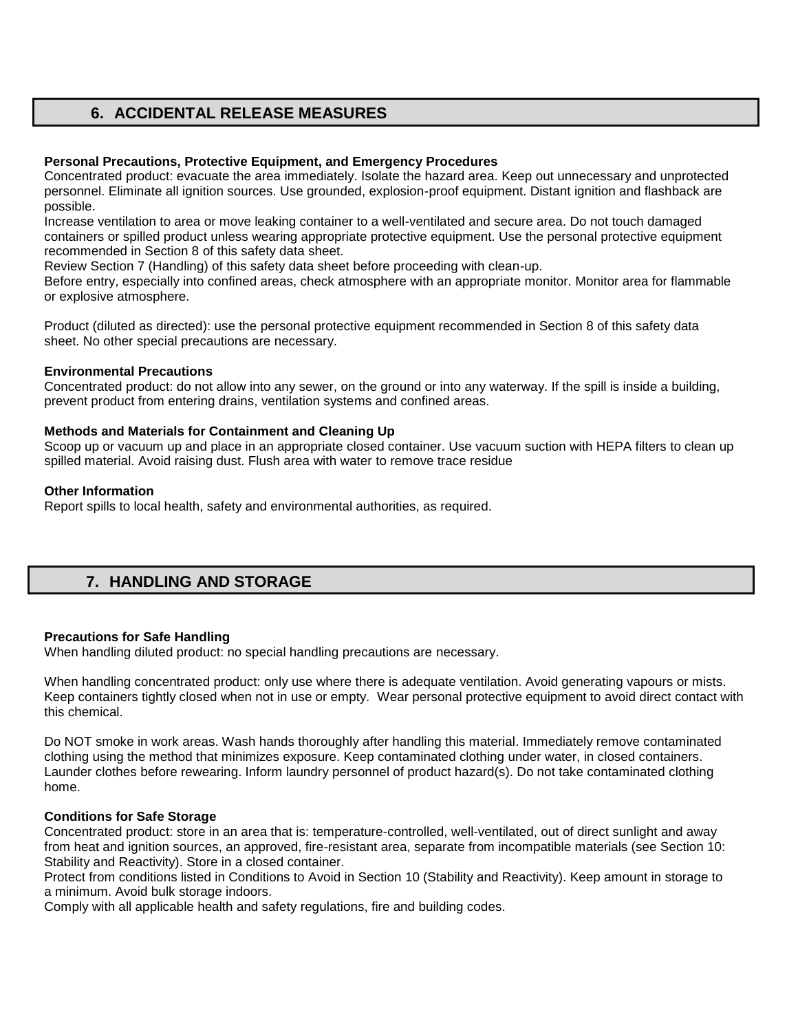## 6. ACCIDENTAL RELEASE MEASURES

**Personal Precautions, Protective Equipment, and Emergency Procedures**

Concentrated product: evacuate the area immediately. Isolate the hazard area. Keep out unnecessary and unprotected personnel. Eliminate all ignition sources. Use grounded, explosion-proof equipment. Distant ignition and flashback are possible.

Increase ventilation to area or move leaking container to a well-ventilated and secure area. Do not touch damaged containers or spilled product unless wearing appropriate protective equipment. Use the personal protective equipment recommended in Section 8 of this safety data sheet.

Review Section 7 (Handling) of this safety data sheet before proceeding with clean-up.

Before entry, especially into confined areas, check atmosphere with an appropriate monitor. Monitor area for flammable or explosive atmosphere.

Product (diluted as directed): use the personal protective equipment recommended in Section 8 of this safety data sheet. No other special precautions are necessary.

**Environmental Precautions**

Concentrated product: do not allow into any sewer, on the ground or into any waterway. If the spill is inside a building, prevent product from entering drains, ventilation systems and confined areas.

**Methods and Materials for Containment and Cleaning Up**

Scoop up or vacuum up and place in an appropriate closed container. Use vacuum suction with HEPA filters to clean up spilled material. Avoid raising dust. Flush area with water to remove trace residue

**Other Information**

Report spills to local health, safety and environmental authorities, as required.

## 7. HANDLING AND STORAGE

**Precautions for Safe Handling**

When handling diluted product: no special handling precautions are necessary.

When handling concentrated product: only use where there is adequate ventilation. Avoid generating vapours or mists. Keep containers tightly closed when not in use or empty. Wear personal protective equipment to avoid direct contact with this chemical.

Do NOT smoke in work areas. Wash hands thoroughly after handling this material. Immediately remove contaminated clothing using the method that minimizes exposure. Keep contaminated clothing under water, in closed containers. Launder clothes before rewearing. Inform laundry personnel of product hazard(s). Do not take contaminated clothing home.

**Conditions for Safe Storage**

Concentrated product: store in an area that is: temperature-controlled, well-ventilated, out of direct sunlight and away from heat and ignition sources, an approved, fire-resistant area, separate from incompatible materials (see Section 10: Stability and Reactivity). Store in a closed container.

Protect from conditions listed in Conditions to Avoid in Section 10 (Stability and Reactivity). Keep amount in storage to a minimum. Avoid bulk storage indoors.

Comply with all applicable health and safety regulations, fire and building codes.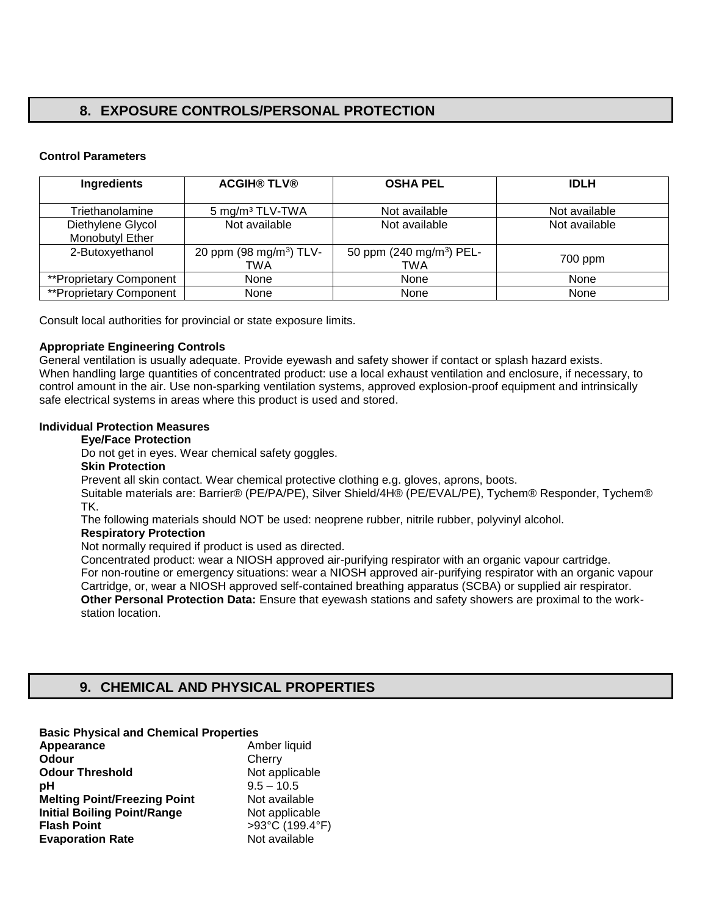## 8. EXPOSURE CONTROLS/PERSONAL PROTECTION

**Control Parameters**

| Ingredients | ACGIH® TLV® | OSHA PEL | IDLH |
|---|---|---|---|
| Triethanolamine | 5 mg/m³ TLV-TWA | Not available | Not available |
| Diethylene Glycol Monobutyl Ether | Not available | Not available | Not available |
| 2-Butoxyethanol | 20 ppm (98 mg/m³) TLV-TWA | 50 ppm (240 mg/m³) PEL-TWA | 700 ppm |
| **Proprietary Component | None | None | None |
| **Proprietary Component | None | None | None |

Consult local authorities for provincial or state exposure limits.

**Appropriate Engineering Controls**

General ventilation is usually adequate. Provide eyewash and safety shower if contact or splash hazard exists. When handling large quantities of concentrated product: use a local exhaust ventilation and enclosure, if necessary, to control amount in the air. Use non-sparking ventilation systems, approved explosion-proof equipment and intrinsically safe electrical systems in areas where this product is used and stored.

**Individual Protection Measures**

**Eye/Face Protection**

Do not get in eyes. Wear chemical safety goggles.

**Skin Protection**

Prevent all skin contact. Wear chemical protective clothing e.g. gloves, aprons, boots.

Suitable materials are: Barrier® (PE/PA/PE), Silver Shield/4H® (PE/EVAL/PE), Tychem® Responder, Tychem® TK.

The following materials should NOT be used: neoprene rubber, nitrile rubber, polyvinyl alcohol.

**Respiratory Protection**

Not normally required if product is used as directed.

Concentrated product: wear a NIOSH approved air-purifying respirator with an organic vapour cartridge.

For non-routine or emergency situations: wear a NIOSH approved air-purifying respirator with an organic vapour Cartridge, or, wear a NIOSH approved self-contained breathing apparatus (SCBA) or supplied air respirator.

**Other Personal Protection Data:** Ensure that eyewash stations and safety showers are proximal to the work-station location.

## 9. CHEMICAL AND PHYSICAL PROPERTIES

**Basic Physical and Chemical Properties**

| | |
|---|---|
| **Appearance** | Amber liquid |
| **Odour** | Cherry |
| **Odour Threshold** | Not applicable |
| **pH** | 9.5 – 10.5 |
| **Melting Point/Freezing Point** | Not available |
| **Initial Boiling Point/Range** | Not applicable |
| **Flash Point** | >93°C (199.4°F) |
| **Evaporation Rate** | Not available |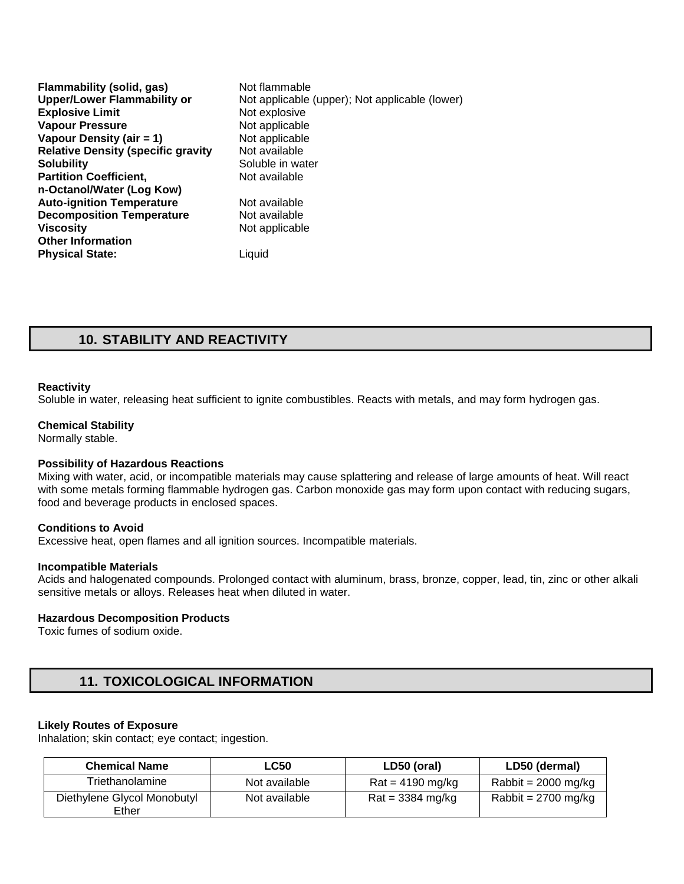| | |
|---|---|
| **Flammability (solid, gas)** | Not flammable |
| **Upper/Lower Flammability or Explosive Limit** | Not applicable (upper); Not applicable (lower) Not explosive |
| **Vapour Pressure** | Not applicable |
| **Vapour Density (air = 1)** | Not applicable |
| **Relative Density (specific gravity** | Not available |
| **Solubility** | Soluble in water |
| **Partition Coefficient, n-Octanol/Water (Log Kow)** | Not available |
| **Auto-ignition Temperature** | Not available |
| **Decomposition Temperature** | Not available |
| **Viscosity** | Not applicable |
| **Other Information** | |
| **Physical State:** | Liquid |

## 10. STABILITY AND REACTIVITY

**Reactivity**
Soluble in water, releasing heat sufficient to ignite combustibles. Reacts with metals, and may form hydrogen gas.

**Chemical Stability**
Normally stable.

**Possibility of Hazardous Reactions**
Mixing with water, acid, or incompatible materials may cause splattering and release of large amounts of heat. Will react with some metals forming flammable hydrogen gas. Carbon monoxide gas may form upon contact with reducing sugars, food and beverage products in enclosed spaces.

**Conditions to Avoid**
Excessive heat, open flames and all ignition sources. Incompatible materials.

**Incompatible Materials**
Acids and halogenated compounds. Prolonged contact with aluminum, brass, bronze, copper, lead, tin, zinc or other alkali sensitive metals or alloys. Releases heat when diluted in water.

**Hazardous Decomposition Products**
Toxic fumes of sodium oxide.

## 11. TOXICOLOGICAL INFORMATION

**Likely Routes of Exposure**
Inhalation; skin contact; eye contact; ingestion.

| Chemical Name | LC50 | LD50 (oral) | LD50 (dermal) |
|---|---|---|---|
| Triethanolamine | Not available | Rat = 4190 mg/kg | Rabbit = 2000 mg/kg |
| Diethylene Glycol Monobutyl Ether | Not available | Rat = 3384 mg/kg | Rabbit = 2700 mg/kg |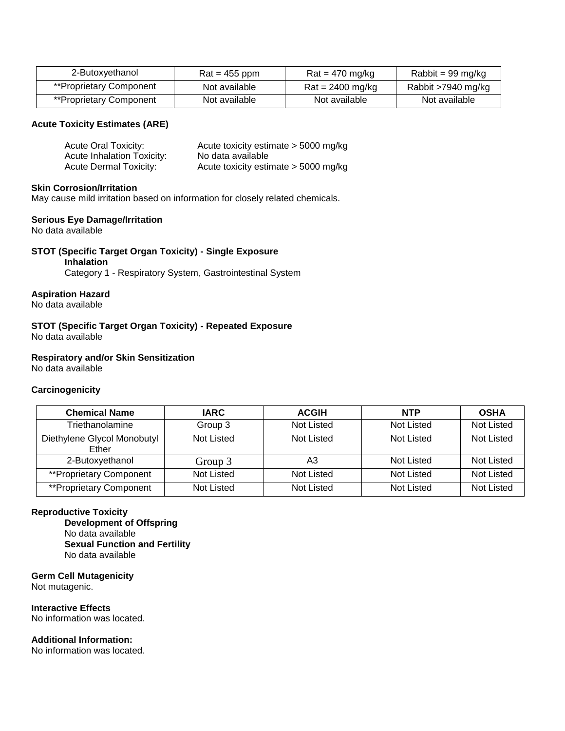| 2-Butoxyethanol | Rat = 455 ppm | Rat = 470 mg/kg | Rabbit = 99 mg/kg |
|---|---|---|---|
| **Proprietary Component | Not available | Rat = 2400 mg/kg | Rabbit >7940 mg/kg |
| **Proprietary Component | Not available | Not available | Not available |

**Acute Toxicity Estimates (ARE)**

Acute Oral Toxicity: Acute toxicity estimate > 5000 mg/kg
Acute Inhalation Toxicity: No data available
Acute Dermal Toxicity: Acute toxicity estimate > 5000 mg/kg

**Skin Corrosion/Irritation**
May cause mild irritation based on information for closely related chemicals.

**Serious Eye Damage/Irritation**
No data available

**STOT (Specific Target Organ Toxicity) - Single Exposure**

**Inhalation**
Category 1 - Respiratory System, Gastrointestinal System

**Aspiration Hazard**
No data available

**STOT (Specific Target Organ Toxicity) - Repeated Exposure**
No data available

**Respiratory and/or Skin Sensitization**
No data available

**Carcinogenicity**

| Chemical Name | IARC | ACGIH | NTP | OSHA |
|---|---|---|---|---|
| Triethanolamine | Group 3 | Not Listed | Not Listed | Not Listed |
| Diethylene Glycol Monobutyl Ether | Not Listed | Not Listed | Not Listed | Not Listed |
| 2-Butoxyethanol | Group 3 | A3 | Not Listed | Not Listed |
| **Proprietary Component | Not Listed | Not Listed | Not Listed | Not Listed |
| **Proprietary Component | Not Listed | Not Listed | Not Listed | Not Listed |

**Reproductive Toxicity**

**Development of Offspring**
No data available

**Sexual Function and Fertility**
No data available

**Germ Cell Mutagenicity**
Not mutagenic.

**Interactive Effects**
No information was located.

**Additional Information:**
No information was located.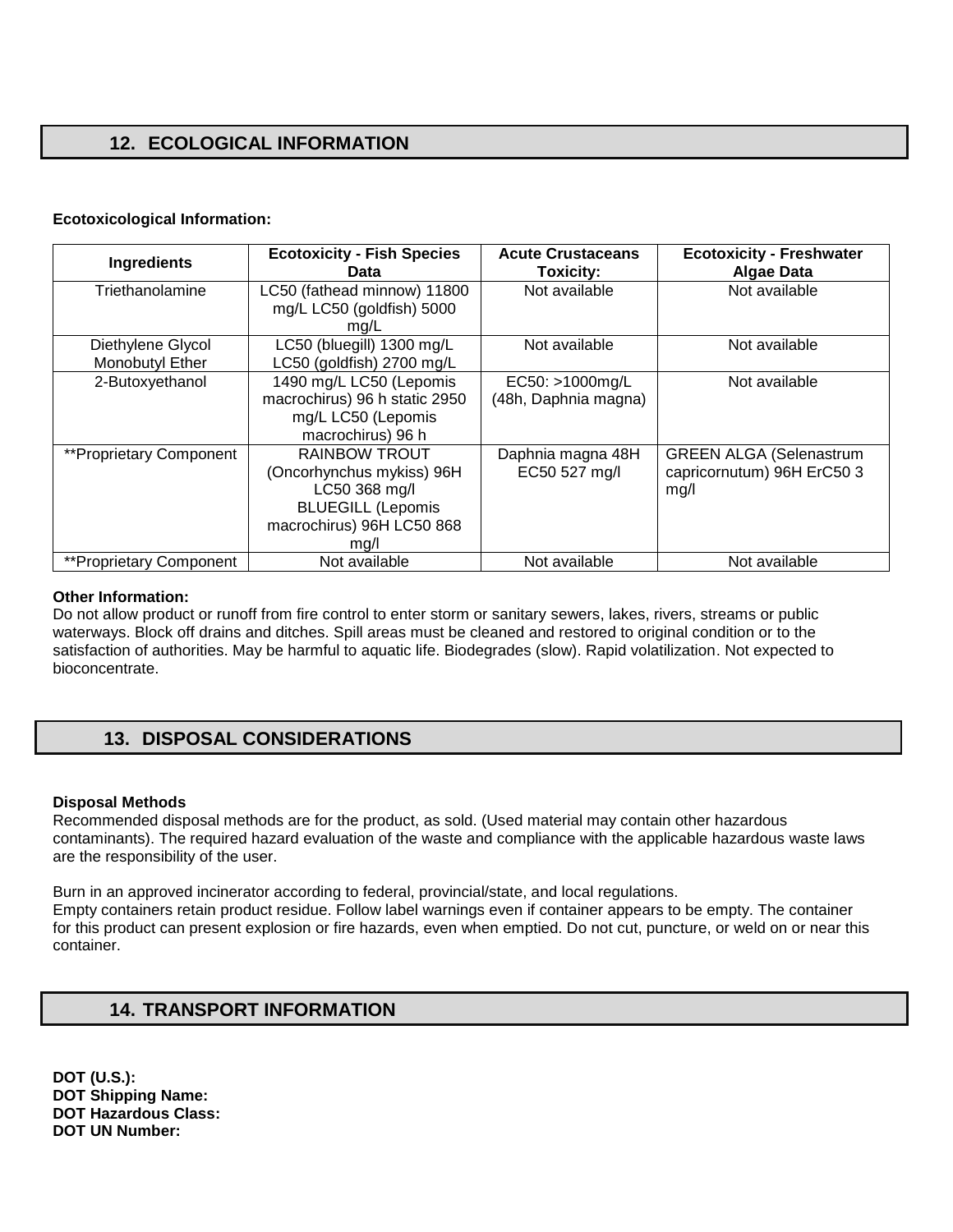## 12. ECOLOGICAL INFORMATION

**Ecotoxicological Information:**

| Ingredients | Ecotoxicity - Fish Species Data | Acute Crustaceans Toxicity: | Ecotoxicity - Freshwater Algae Data |
|---|---|---|---|
| Triethanolamine | LC50 (fathead minnow) 11800 mg/L LC50 (goldfish) 5000 mg/L | Not available | Not available |
| Diethylene Glycol Monobutyl Ether | LC50 (bluegill) 1300 mg/L LC50 (goldfish) 2700 mg/L | Not available | Not available |
| 2-Butoxyethanol | 1490 mg/L LC50 (Lepomis macrochirus) 96 h static 2950 mg/L LC50 (Lepomis macrochirus) 96 h | EC50: >1000mg/L (48h, Daphnia magna) | Not available |
| **Proprietary Component | RAINBOW TROUT (Oncorhynchus mykiss) 96H LC50 368 mg/l BLUEGILL (Lepomis macrochirus) 96H LC50 868 mg/l | Daphnia magna 48H EC50 527 mg/l | GREEN ALGA (Selenastrum capricornutum) 96H ErC50 3 mg/l |
| **Proprietary Component | Not available | Not available | Not available |

**Other Information:**
Do not allow product or runoff from fire control to enter storm or sanitary sewers, lakes, rivers, streams or public waterways. Block off drains and ditches. Spill areas must be cleaned and restored to original condition or to the satisfaction of authorities. May be harmful to aquatic life. Biodegrades (slow). Rapid volatilization. Not expected to bioconcentrate.

## 13. DISPOSAL CONSIDERATIONS

**Disposal Methods**
Recommended disposal methods are for the product, as sold. (Used material may contain other hazardous contaminants). The required hazard evaluation of the waste and compliance with the applicable hazardous waste laws are the responsibility of the user.

Burn in an approved incinerator according to federal, provincial/state, and local regulations.
Empty containers retain product residue. Follow label warnings even if container appears to be empty. The container for this product can present explosion or fire hazards, even when emptied. Do not cut, puncture, or weld on or near this container.

## 14. TRANSPORT INFORMATION

**DOT (U.S.):**
**DOT Shipping Name:**
**DOT Hazardous Class:**
**DOT UN Number:**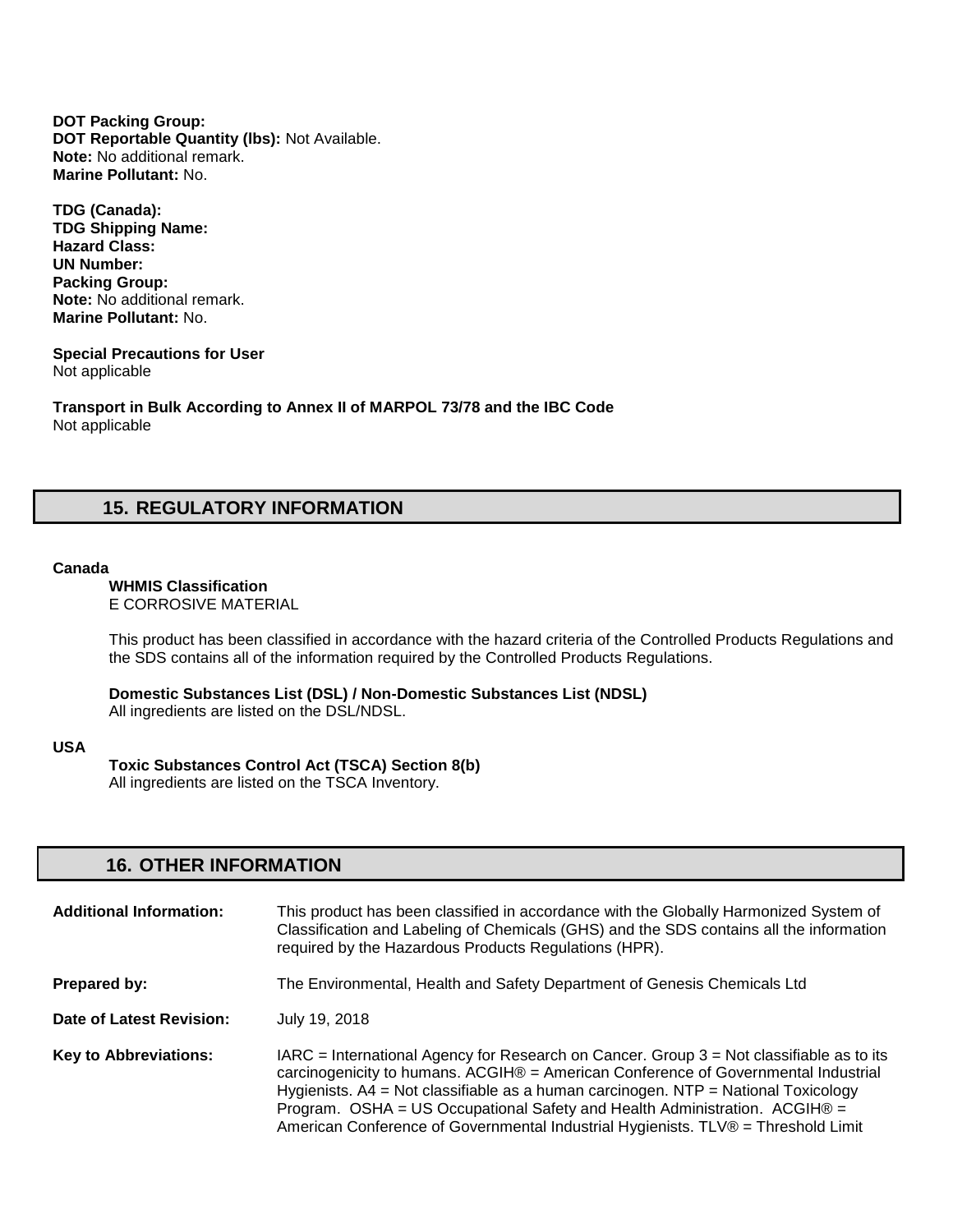**DOT Packing Group:**
**DOT Reportable Quantity (lbs):** Not Available.
**Note:** No additional remark.
**Marine Pollutant:** No.

**TDG (Canada):**
**TDG Shipping Name:**
**Hazard Class:**
**UN Number:**
**Packing Group:**
**Note:** No additional remark.
**Marine Pollutant:** No.

**Special Precautions for User**
Not applicable

**Transport in Bulk According to Annex II of MARPOL 73/78 and the IBC Code**
Not applicable

## 15. REGULATORY INFORMATION

**Canada**

**WHMIS Classification**
E CORROSIVE MATERIAL

This product has been classified in accordance with the hazard criteria of the Controlled Products Regulations and the SDS contains all of the information required by the Controlled Products Regulations.

**Domestic Substances List (DSL) / Non-Domestic Substances List (NDSL)**
All ingredients are listed on the DSL/NDSL.

**USA**

**Toxic Substances Control Act (TSCA) Section 8(b)**
All ingredients are listed on the TSCA Inventory.

## 16. OTHER INFORMATION

**Additional Information:** This product has been classified in accordance with the Globally Harmonized System of Classification and Labeling of Chemicals (GHS) and the SDS contains all the information required by the Hazardous Products Regulations (HPR).

**Prepared by:** The Environmental, Health and Safety Department of Genesis Chemicals Ltd

**Date of Latest Revision:** July 19, 2018

**Key to Abbreviations:** IARC = International Agency for Research on Cancer. Group 3 = Not classifiable as to its carcinogenicity to humans. ACGIH® = American Conference of Governmental Industrial Hygienists. A4 = Not classifiable as a human carcinogen. NTP = National Toxicology Program. OSHA = US Occupational Safety and Health Administration. ACGIH® = American Conference of Governmental Industrial Hygienists. TLV® = Threshold Limit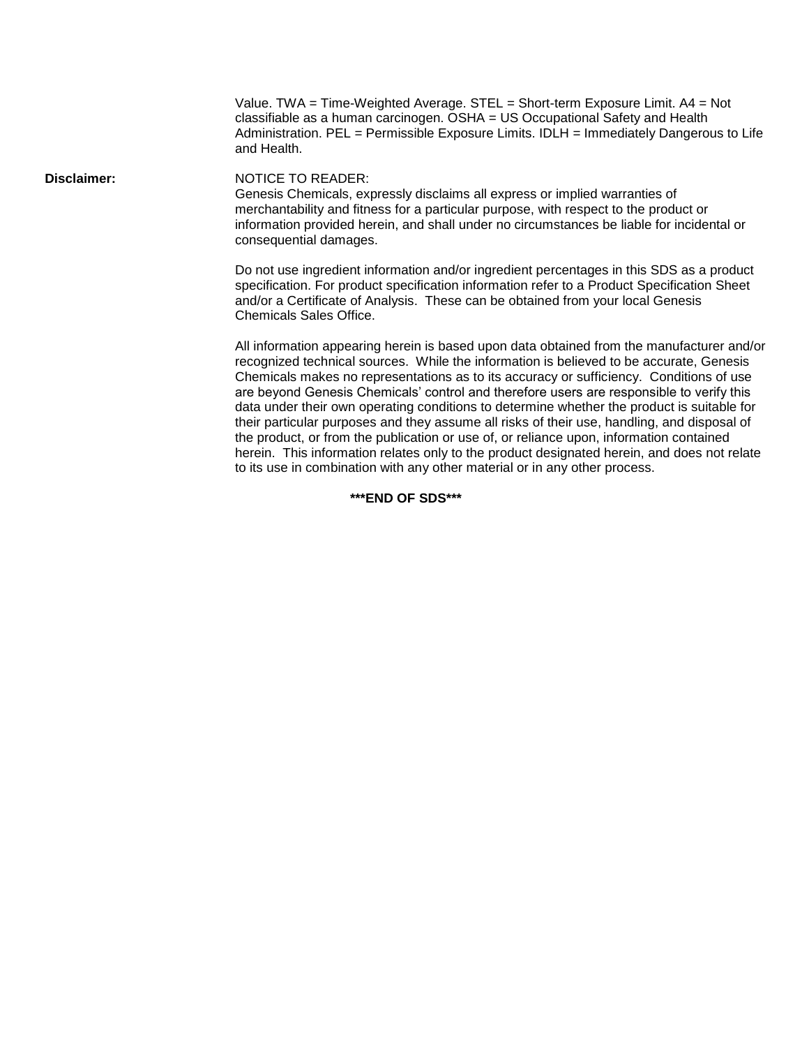Value. TWA = Time-Weighted Average. STEL = Short-term Exposure Limit. A4 = Not classifiable as a human carcinogen. OSHA = US Occupational Safety and Health Administration. PEL = Permissible Exposure Limits. IDLH = Immediately Dangerous to Life and Health.

**Disclaimer:**

NOTICE TO READER:
Genesis Chemicals, expressly disclaims all express or implied warranties of merchantability and fitness for a particular purpose, with respect to the product or information provided herein, and shall under no circumstances be liable for incidental or consequential damages.

Do not use ingredient information and/or ingredient percentages in this SDS as a product specification. For product specification information refer to a Product Specification Sheet and/or a Certificate of Analysis. These can be obtained from your local Genesis Chemicals Sales Office.

All information appearing herein is based upon data obtained from the manufacturer and/or recognized technical sources. While the information is believed to be accurate, Genesis Chemicals makes no representations as to its accuracy or sufficiency. Conditions of use are beyond Genesis Chemicals' control and therefore users are responsible to verify this data under their own operating conditions to determine whether the product is suitable for their particular purposes and they assume all risks of their use, handling, and disposal of the product, or from the publication or use of, or reliance upon, information contained herein. This information relates only to the product designated herein, and does not relate to its use in combination with any other material or in any other process.

**\*\*\*END OF SDS\*\*\***